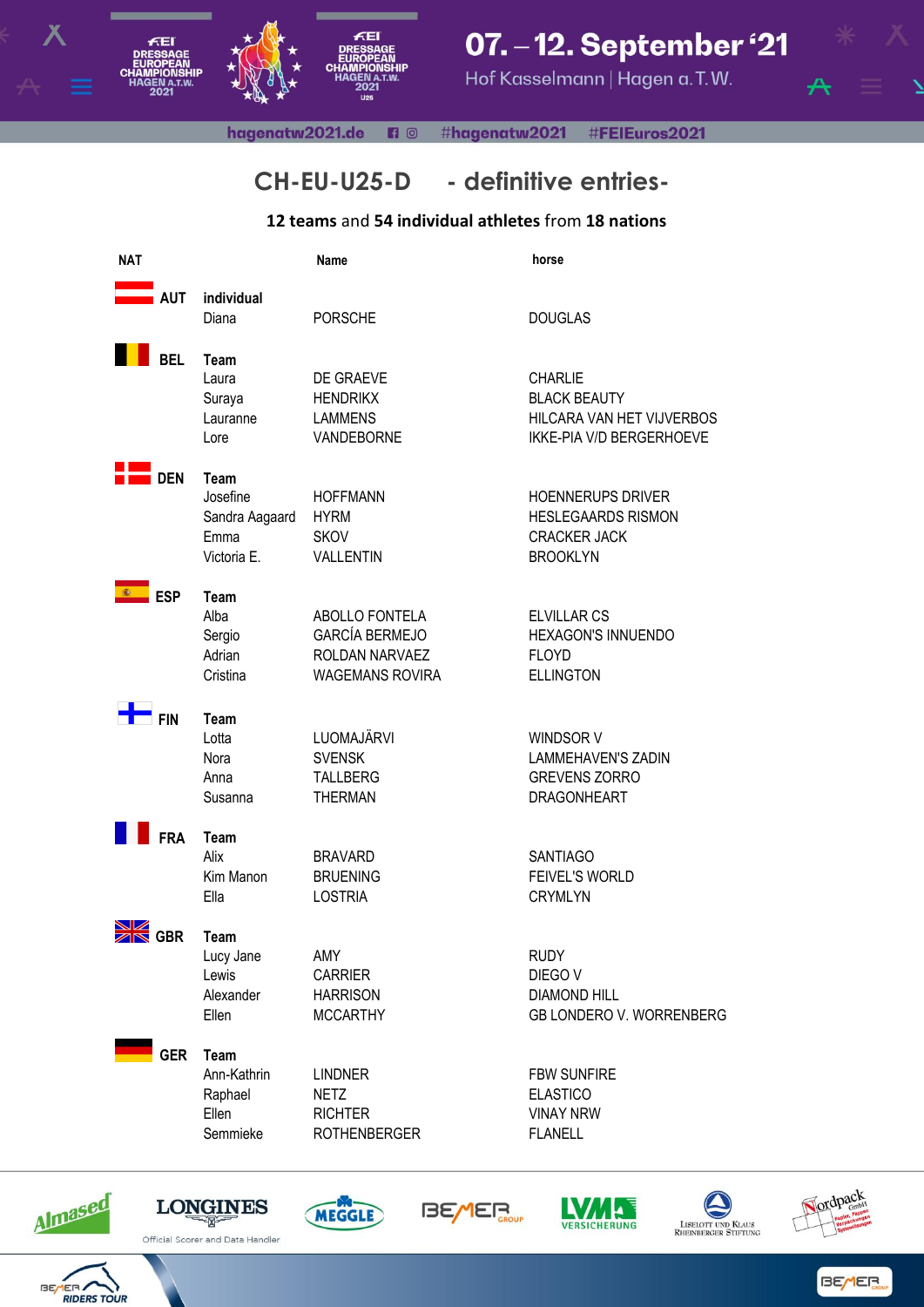# CH-EU-U25-D - definitive entries-

**12 teams** and **54 individual athletes** from **18 nations**

| NAT | | Name | horse |
|---|---|---|---|
| **AUT** | **individual** | | |
| | Diana | PORSCHE | DOUGLAS |
| **BEL** | **Team** | | |
| | Laura | DE GRAEVE | CHARLIE |
| | Suraya | HENDRIKX | BLACK BEAUTY |
| | Lauranne | LAMMENS | HILCARA VAN HET VIJVERBOS |
| | Lore | VANDEBORNE | IKKE-PIA V/D BERGERHOEVE |
| **DEN** | **Team** | | |
| | Josefine | HOFFMANN | HOENNERUPS DRIVER |
| | Sandra Aagaard | HYRM | HESLEGAARDS RISMON |
| | Emma | SKOV | CRACKER JACK |
| | Victoria E. | VALLENTIN | BROOKLYN |
| **ESP** | **Team** | | |
| | Alba | ABOLLO FONTELA | ELVILLAR CS |
| | Sergio | GARCÍA BERMEJO | HEXAGON'S INNUENDO |
| | Adrian | ROLDAN NARVAEZ | FLOYD |
| | Cristina | WAGEMANS ROVIRA | ELLINGTON |
| **FIN** | **Team** | | |
| | Lotta | LUOMAJÄRVI | WINDSOR V |
| | Nora | SVENSK | LAMMEHAVEN'S ZADIN |
| | Anna | TALLBERG | GREVENS ZORRO |
| | Susanna | THERMAN | DRAGONHEART |
| **FRA** | **Team** | | |
| | Alix | BRAVARD | SANTIAGO |
| | Kim Manon | BRUENING | FEIVEL'S WORLD |
| | Ella | LOSTRIA | CRYMLYN |
| **GBR** | **Team** | | |
| | Lucy Jane | AMY | RUDY |
| | Lewis | CARRIER | DIEGO V |
| | Alexander | HARRISON | DIAMOND HILL |
| | Ellen | MCCARTHY | GB LONDERO V. WORRENBERG |
| **GER** | **Team** | | |
| | Ann-Kathrin | LINDNER | FBW SUNFIRE |
| | Raphael | NETZ | ELASTICO |
| | Ellen | RICHTER | VINAY NRW |
| | Semmieke | ROTHENBERGER | FLANELL |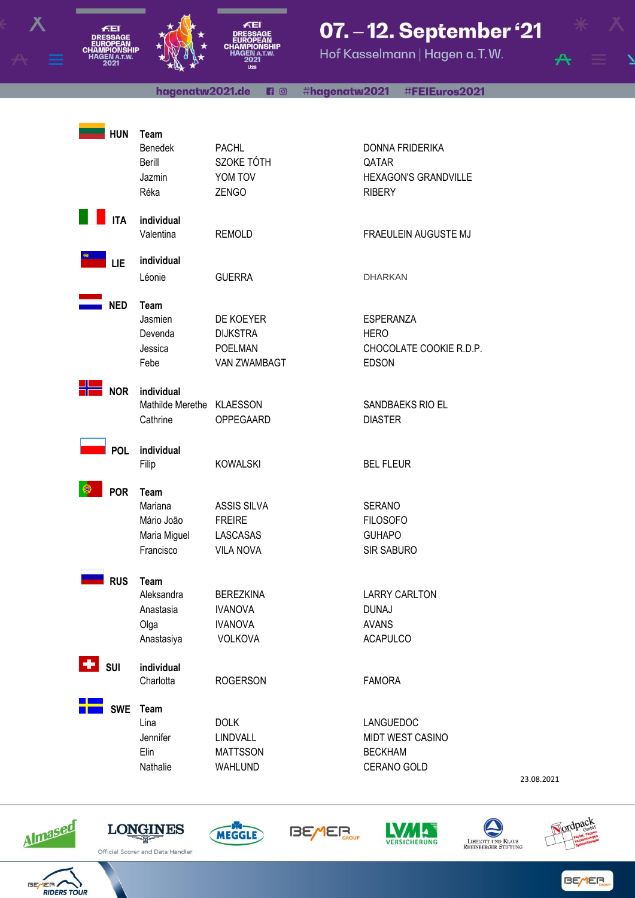| | | | |
|---|---|---|---|
| **HUN** | **Team** | | |
| | Benedek | PACHL | DONNA FRIDERIKA |
| | Berill | SZOKE TÓTH | QATAR |
| | Jazmin | YOM TOV | HEXAGON'S GRANDVILLE |
| | Réka | ZENGO | RIBERY |
| **ITA** | **individual** | | |
| | Valentina | REMOLD | FRAEULEIN AUGUSTE MJ |
| **LIE** | **individual** | | |
| | Léonie | GUERRA | DHARKAN |
| **NED** | **Team** | | |
| | Jasmien | DE KOEYER | ESPERANZA |
| | Devenda | DIJKSTRA | HERO |
| | Jessica | POELMAN | CHOCOLATE COOKIE R.D.P. |
| | Febe | VAN ZWAMBAGT | EDSON |
| **NOR** | **individual** | | |
| | Mathilde Merethe | KLAESSON | SANDBAEKS RIO EL |
| | Cathrine | OPPEGAARD | DIASTER |
| **POL** | **individual** | | |
| | Filip | KOWALSKI | BEL FLEUR |
| **POR** | **Team** | | |
| | Mariana | ASSIS SILVA | SERANO |
| | Mário João | FREIRE | FILOSOFO |
| | Maria Miguel | LASCASAS | GUHAPO |
| | Francisco | VILA NOVA | SIR SABURO |
| **RUS** | **Team** | | |
| | Aleksandra | BEREZKINA | LARRY CARLTON |
| | Anastasia | IVANOVA | DUNAJ |
| | Olga | IVANOVA | AVANS |
| | Anastasiya | VOLKOVA | ACAPULCO |
| **SUI** | **individual** | | |
| | Charlotta | ROGERSON | FAMORA |
| **SWE** | **Team** | | |
| | Lina | DOLK | LANGUEDOC |
| | Jennifer | LINDVALL | MIDT WEST CASINO |
| | Elin | MATTSSON | BECKHAM |
| | Nathalie | WAHLUND | CERANO GOLD |

23.08.2021